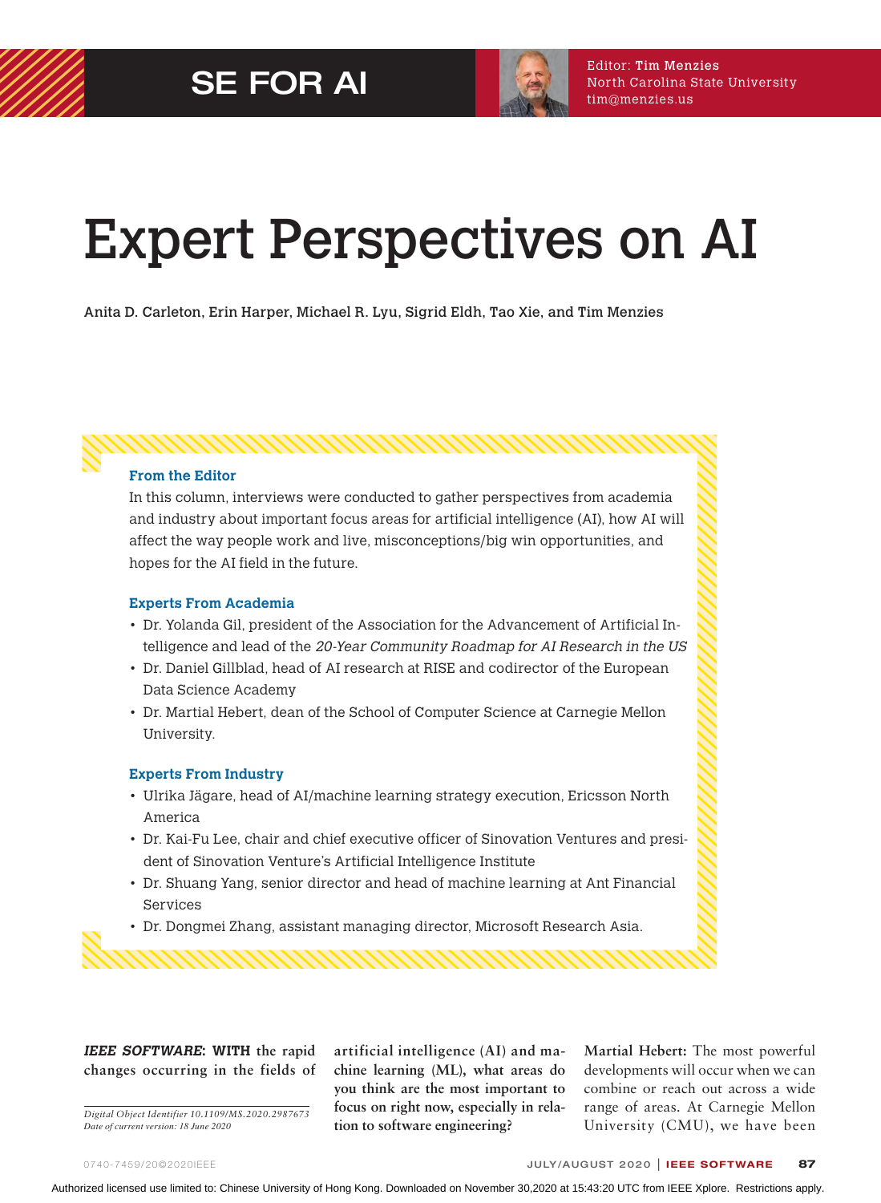# Expert Perspectives on AI

Anita D. Carleton, Erin Harper, Michael R. Lyu, Sigrid Eldh, Tao Xie, and Tim Menzies

### From the Editor

In this column, interviews were conducted to gather perspectives from academia and industry about important focus areas for artificial intelligence (AI), how AI will affect the way people work and live, misconceptions/big win opportunities, and hopes for the AI field in the future.

### Experts From Academia

- Dr. Yolanda Gil, president of the Association for the Advancement of Artificial Intelligence and lead of the *20-Year Community Roadmap for AI Research in the US*
- Dr. Daniel Gillblad, head of AI research at RISE and codirector of the European Data Science Academy
- Dr. Martial Hebert, dean of the School of Computer Science at Carnegie Mellon University.

### Experts From Industry

- Ulrika Jägare, head of AI/machine learning strategy execution, Ericsson North America
- Dr. Kai-Fu Lee, chair and chief executive officer of Sinovation Ventures and president of Sinovation Venture's Artificial Intelligence Institute
- Dr. Shuang Yang, senior director and head of machine learning at Ant Financial Services
- Dr. Dongmei Zhang, assistant managing director, Microsoft Research Asia.

***IEEE SOFTWARE*: WITH the rapid changes occurring in the fields of artificial intelligence (AI) and machine learning (ML), what areas do you think are the most important to focus on right now, especially in relation to software engineering?**

*Digital Object Identifier 10.1109/MS.2020.2987673*
*Date of current version: 18 June 2020*

**Martial Hebert:** The most powerful developments will occur when we can combine or reach out across a wide range of areas. At Carnegie Mellon University (CMU), we have been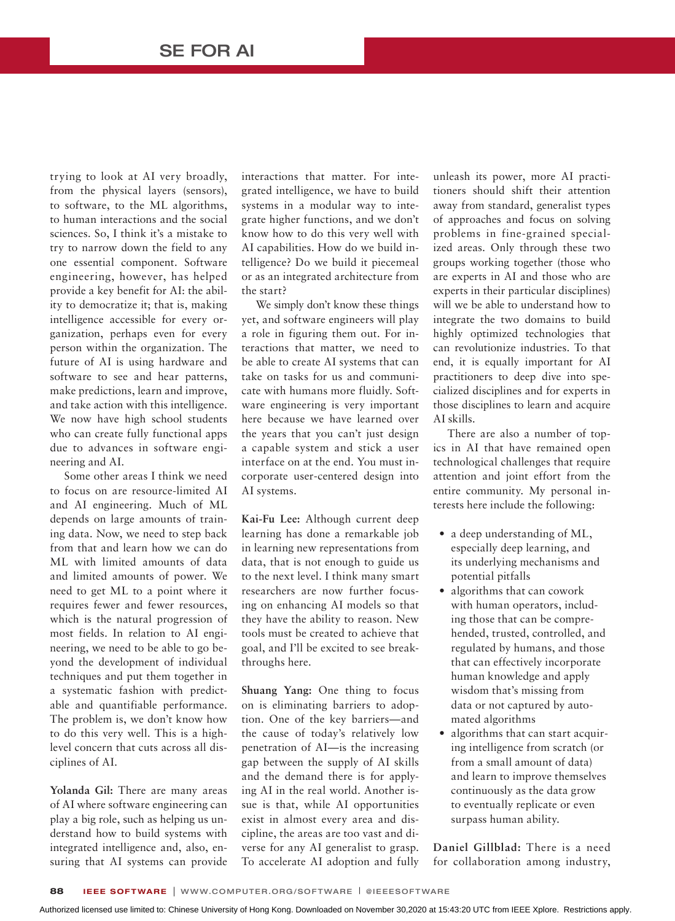trying to look at AI very broadly, from the physical layers (sensors), to software, to the ML algorithms, to human interactions and the social sciences. So, I think it's a mistake to try to narrow down the field to any one essential component. Software engineering, however, has helped provide a key benefit for AI: the ability to democratize it; that is, making intelligence accessible for every organization, perhaps even for every person within the organization. The future of AI is using hardware and software to see and hear patterns, make predictions, learn and improve, and take action with this intelligence. We now have high school students who can create fully functional apps due to advances in software engineering and AI.

Some other areas I think we need to focus on are resource-limited AI and AI engineering. Much of ML depends on large amounts of training data. Now, we need to step back from that and learn how we can do ML with limited amounts of data and limited amounts of power. We need to get ML to a point where it requires fewer and fewer resources, which is the natural progression of most fields. In relation to AI engineering, we need to be able to go beyond the development of individual techniques and put them together in a systematic fashion with predictable and quantifiable performance. The problem is, we don't know how to do this very well. This is a high-level concern that cuts across all disciplines of AI.

**Yolanda Gil:** There are many areas of AI where software engineering can play a big role, such as helping us understand how to build systems with integrated intelligence and, also, ensuring that AI systems can provide interactions that matter. For integrated intelligence, we have to build systems in a modular way to integrate higher functions, and we don't know how to do this very well with AI capabilities. How do we build intelligence? Do we build it piecemeal or as an integrated architecture from the start?

We simply don't know these things yet, and software engineers will play a role in figuring them out. For interactions that matter, we need to be able to create AI systems that can take on tasks for us and communicate with humans more fluidly. Software engineering is very important here because we have learned over the years that you can't just design a capable system and stick a user interface on at the end. You must incorporate user-centered design into AI systems.

**Kai-Fu Lee:** Although current deep learning has done a remarkable job in learning new representations from data, that is not enough to guide us to the next level. I think many smart researchers are now further focusing on enhancing AI models so that they have the ability to reason. New tools must be created to achieve that goal, and I'll be excited to see breakthroughs here.

**Shuang Yang:** One thing to focus on is eliminating barriers to adoption. One of the key barriers—and the cause of today's relatively low penetration of AI—is the increasing gap between the supply of AI skills and the demand there is for applying AI in the real world. Another issue is that, while AI opportunities exist in almost every area and discipline, the areas are too vast and diverse for any AI generalist to grasp. To accelerate AI adoption and fully unleash its power, more AI practitioners should shift their attention away from standard, generalist types of approaches and focus on solving problems in fine-grained specialized areas. Only through these two groups working together (those who are experts in AI and those who are experts in their particular disciplines) will we be able to understand how to integrate the two domains to build highly optimized technologies that can revolutionize industries. To that end, it is equally important for AI practitioners to deep dive into specialized disciplines and for experts in those disciplines to learn and acquire AI skills.

There are also a number of topics in AI that have remained open technological challenges that require attention and joint effort from the entire community. My personal interests here include the following:

- a deep understanding of ML, especially deep learning, and its underlying mechanisms and potential pitfalls
- algorithms that can cowork with human operators, including those that can be comprehended, trusted, controlled, and regulated by humans, and those that can effectively incorporate human knowledge and apply wisdom that's missing from data or not captured by automated algorithms
- algorithms that can start acquiring intelligence from scratch (or from a small amount of data) and learn to improve themselves continuously as the data grow to eventually replicate or even surpass human ability.

**Daniel Gillblad:** There is a need for collaboration among industry,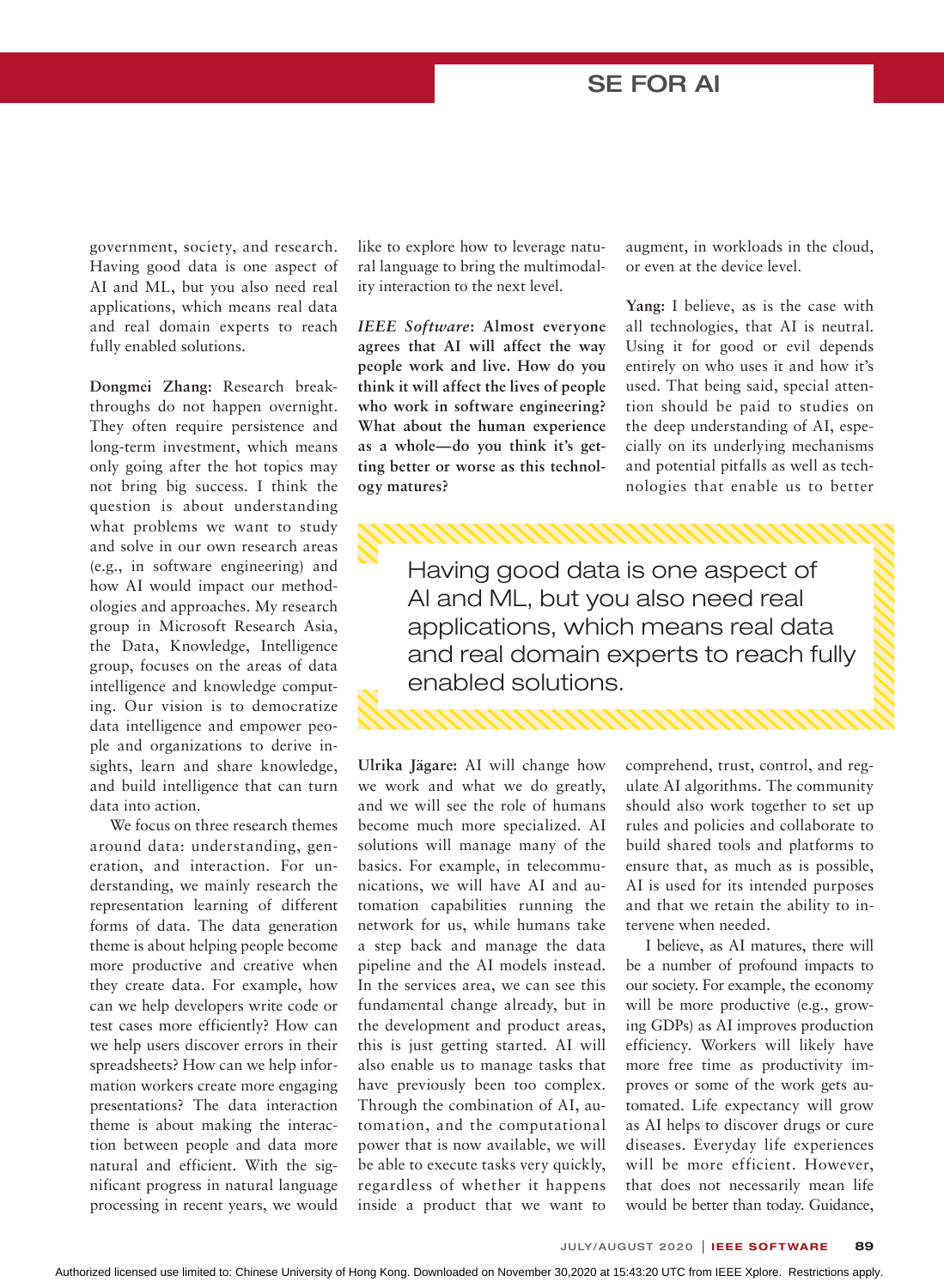government, society, and research. Having good data is one aspect of AI and ML, but you also need real applications, which means real data and real domain experts to reach fully enabled solutions.

**Dongmei Zhang:** Research breakthroughs do not happen overnight. They often require persistence and long-term investment, which means only going after the hot topics may not bring big success. I think the question is about understanding what problems we want to study and solve in our own research areas (e.g., in software engineering) and how AI would impact our methodologies and approaches. My research group in Microsoft Research Asia, the Data, Knowledge, Intelligence group, focuses on the areas of data intelligence and knowledge computing. Our vision is to democratize data intelligence and empower people and organizations to derive insights, learn and share knowledge, and build intelligence that can turn data into action.

We focus on three research themes around data: understanding, generation, and interaction. For understanding, we mainly research the representation learning of different forms of data. The data generation theme is about helping people become more productive and creative when they create data. For example, how can we help developers write code or test cases more efficiently? How can we help users discover errors in their spreadsheets? How can we help information workers create more engaging presentations? The data interaction theme is about making the interaction between people and data more natural and efficient. With the significant progress in natural language processing in recent years, we would like to explore how to leverage natural language to bring the multimodality interaction to the next level.

***IEEE Software*: Almost everyone agrees that AI will affect the way people work and live. How do you think it will affect the lives of people who work in software engineering? What about the human experience as a whole—do you think it's getting better or worse as this technology matures?**

**Ulrika Jägare:** AI will change how we work and what we do greatly, and we will see the role of humans become much more specialized. AI solutions will manage many of the basics. For example, in telecommunications, we will have AI and automation capabilities running the network for us, while humans take a step back and manage the data pipeline and the AI models instead. In the services area, we can see this fundamental change already, but in the development and product areas, this is just getting started. AI will also enable us to manage tasks that have previously been too complex. Through the combination of AI, automation, and the computational power that is now available, we will be able to execute tasks very quickly, regardless of whether it happens inside a product that we want to augment, in workloads in the cloud, or even at the device level.

**Yang:** I believe, as is the case with all technologies, that AI is neutral. Using it for good or evil depends entirely on who uses it and how it's used. That being said, special attention should be paid to studies on the deep understanding of AI, especially on its underlying mechanisms and potential pitfalls as well as technologies that enable us to better comprehend, trust, control, and regulate AI algorithms. The community should also work together to set up rules and policies and collaborate to build shared tools and platforms to ensure that, as much as is possible, AI is used for its intended purposes and that we retain the ability to intervene when needed.

I believe, as AI matures, there will be a number of profound impacts to our society. For example, the economy will be more productive (e.g., growing GDPs) as AI improves production efficiency. Workers will likely have more free time as productivity improves or some of the work gets automated. Life expectancy will grow as AI helps to discover drugs or cure diseases. Everyday life experiences will be more efficient. However, that does not necessarily mean life would be better than today. Guidance,

> Having good data is one aspect of AI and ML, but you also need real applications, which means real data and real domain experts to reach fully enabled solutions.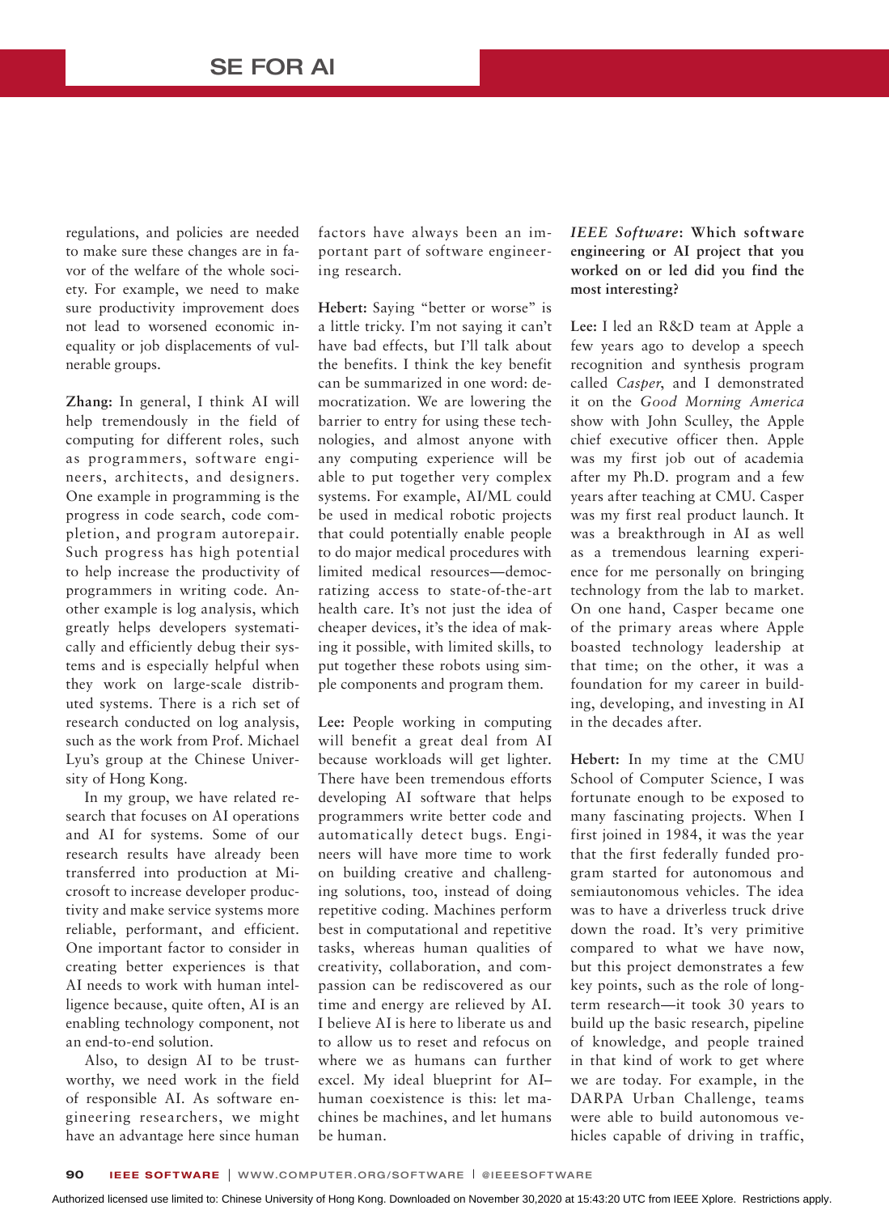regulations, and policies are needed to make sure these changes are in favor of the welfare of the whole society. For example, we need to make sure productivity improvement does not lead to worsened economic inequality or job displacements of vulnerable groups.

**Zhang:** In general, I think AI will help tremendously in the field of computing for different roles, such as programmers, software engineers, architects, and designers. One example in programming is the progress in code search, code completion, and program autorepair. Such progress has high potential to help increase the productivity of programmers in writing code. Another example is log analysis, which greatly helps developers systematically and efficiently debug their systems and is especially helpful when they work on large-scale distributed systems. There is a rich set of research conducted on log analysis, such as the work from Prof. Michael Lyu's group at the Chinese University of Hong Kong.

In my group, we have related research that focuses on AI operations and AI for systems. Some of our research results have already been transferred into production at Microsoft to increase developer productivity and make service systems more reliable, performant, and efficient. One important factor to consider in creating better experiences is that AI needs to work with human intelligence because, quite often, AI is an enabling technology component, not an end-to-end solution.

Also, to design AI to be trustworthy, we need work in the field of responsible AI. As software engineering researchers, we might have an advantage here since human factors have always been an important part of software engineering research.

**Hebert:** Saying "better or worse" is a little tricky. I'm not saying it can't have bad effects, but I'll talk about the benefits. I think the key benefit can be summarized in one word: democratization. We are lowering the barrier to entry for using these technologies, and almost anyone with any computing experience will be able to put together very complex systems. For example, AI/ML could be used in medical robotic projects that could potentially enable people to do major medical procedures with limited medical resources—democratizing access to state-of-the-art health care. It's not just the idea of cheaper devices, it's the idea of making it possible, with limited skills, to put together these robots using simple components and program them.

**Lee:** People working in computing will benefit a great deal from AI because workloads will get lighter. There have been tremendous efforts developing AI software that helps programmers write better code and automatically detect bugs. Engineers will have more time to work on building creative and challenging solutions, too, instead of doing repetitive work. Machines perform best in computational and repetitive tasks, whereas human qualities of creativity, collaboration, and compassion can be rediscovered as our time and energy are relieved by AI. I believe AI is here to liberate us and to allow us to reset and refocus on where we as humans can further excel. My ideal blueprint for AI–human coexistence is this: let machines be machines, and let humans be human.

***IEEE Software*: Which software engineering or AI project that you worked on or led did you find the most interesting?**

**Lee:** I led an R&D team at Apple a few years ago to develop a speech recognition and synthesis program called *Casper*, and I demonstrated it on the *Good Morning America* show with John Sculley, the Apple chief executive officer then. Apple was my first job out of academia after my Ph.D. program and a few years after teaching at CMU. Casper was my first real product launch. It was a breakthrough in AI as well as a tremendous learning experience for me personally on bringing technology from the lab to market. On one hand, Casper became one of the primary areas where Apple boasted technology leadership at that time; on the other, it was a foundation for my career in building, developing, and investing in AI in the decades after.

**Hebert:** In my time at the CMU School of Computer Science, I was fortunate enough to be exposed to many fascinating projects. When I first joined in 1984, it was the year that the first federally funded program started for autonomous and semiautonomous vehicles. The idea was to have a driverless truck drive down the road. It's very primitive compared to what we have now, but this project demonstrates a few key points, such as the role of long-term research—it took 30 years to build up the basic research, pipeline of knowledge, and people trained in that kind of work to get where we are today. For example, in the DARPA Urban Challenge, teams were able to build autonomous vehicles capable of driving in traffic,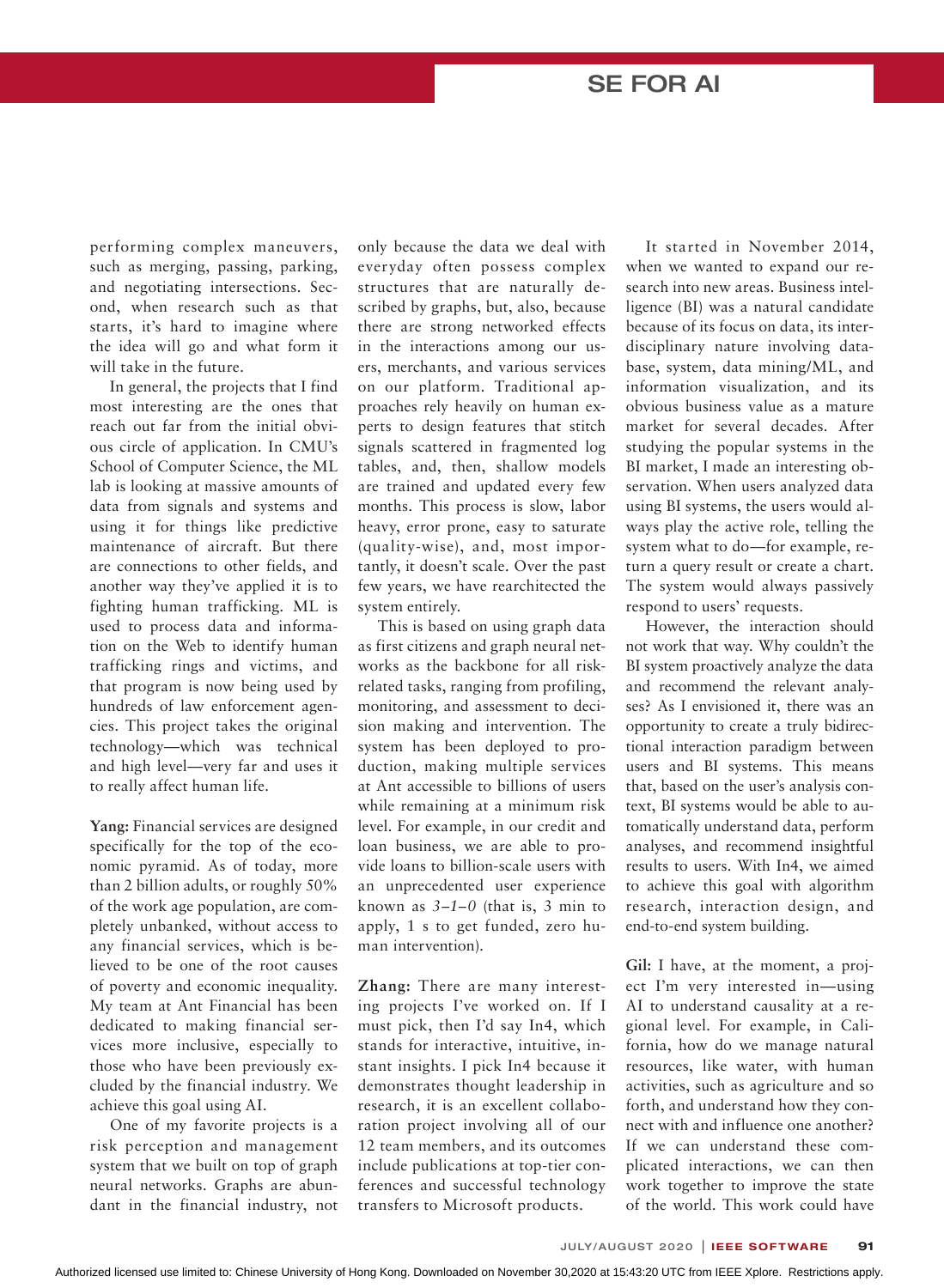performing complex maneuvers, such as merging, passing, parking, and negotiating intersections. Second, when research such as that starts, it's hard to imagine where the idea will go and what form it will take in the future.

In general, the projects that I find most interesting are the ones that reach out far from the initial obvious circle of application. In CMU's School of Computer Science, the ML lab is looking at massive amounts of data from signals and systems and using it for things like predictive maintenance of aircraft. But there are connections to other fields, and another way they've applied it is to fighting human trafficking. ML is used to process data and information on the Web to identify human trafficking rings and victims, and that program is now being used by hundreds of law enforcement agencies. This project takes the original technology—which was technical and high level—very far and uses it to really affect human life.

**Yang:** Financial services are designed specifically for the top of the economic pyramid. As of today, more than 2 billion adults, or roughly 50% of the work age population, are completely unbanked, without access to any financial services, which is believed to be one of the root causes of poverty and economic inequality. My team at Ant Financial has been dedicated to making financial services more inclusive, especially to those who have been previously excluded by the financial industry. We achieve this goal using AI.

One of my favorite projects is a risk perception and management system that we built on top of graph neural networks. Graphs are abundant in the financial industry, not only because the data we deal with everyday often possess complex structures that are naturally described by graphs, but, also, because there are strong networked effects in the interactions among our users, merchants, and various services on our platform. Traditional approaches rely heavily on human experts to design features that stitch signals scattered in fragmented log tables, and, then, shallow models are trained and updated every few months. This process is slow, labor heavy, error prone, easy to saturate (quality-wise), and, most importantly, it doesn't scale. Over the past few years, we have rearchitected the system entirely.

This is based on using graph data as first citizens and graph neural networks as the backbone for all risk-related tasks, ranging from profiling, monitoring, and assessment to decision making and intervention. The system has been deployed to production, making multiple services at Ant accessible to billions of users while remaining at a minimum risk level. For example, in our credit and loan business, we are able to provide loans to billion-scale users with an unprecedented user experience known as *3–1–0* (that is, 3 min to apply, 1 s to get funded, zero human intervention).

**Zhang:** There are many interesting projects I've worked on. If I must pick, then I'd say In4, which stands for interactive, intuitive, instant insights. I pick In4 because it demonstrates thought leadership in research, it is an excellent collaboration project involving all of our 12 team members, and its outcomes include publications at top-tier conferences and successful technology transfers to Microsoft products.

It started in November 2014, when we wanted to expand our research into new areas. Business intelligence (BI) was a natural candidate because of its focus on data, its interdisciplinary nature involving database, system, data mining/ML, and information visualization, and its obvious business value as a mature market for several decades. After studying the popular systems in the BI market, I made an interesting observation. When users analyzed data using BI systems, the users would always play the active role, telling the system what to do—for example, return a query result or create a chart. The system would always passively respond to users' requests.

However, the interaction should not work that way. Why couldn't the BI system proactively analyze the data and recommend the relevant analyses? As I envisioned it, there was an opportunity to create a truly bidirectional interaction paradigm between users and BI systems. This means that, based on the user's analysis context, BI systems would be able to automatically understand data, perform analyses, and recommend insightful results to users. With In4, we aimed to achieve this goal with algorithm research, interaction design, and end-to-end system building.

**Gil:** I have, at the moment, a project I'm very interested in—using AI to understand causality at a regional level. For example, in California, how do we manage natural resources, like water, with human activities, such as agriculture and so forth, and understand how they connect with and influence one another? If we can understand these complicated interactions, we can then work together to improve the state of the world. This work could have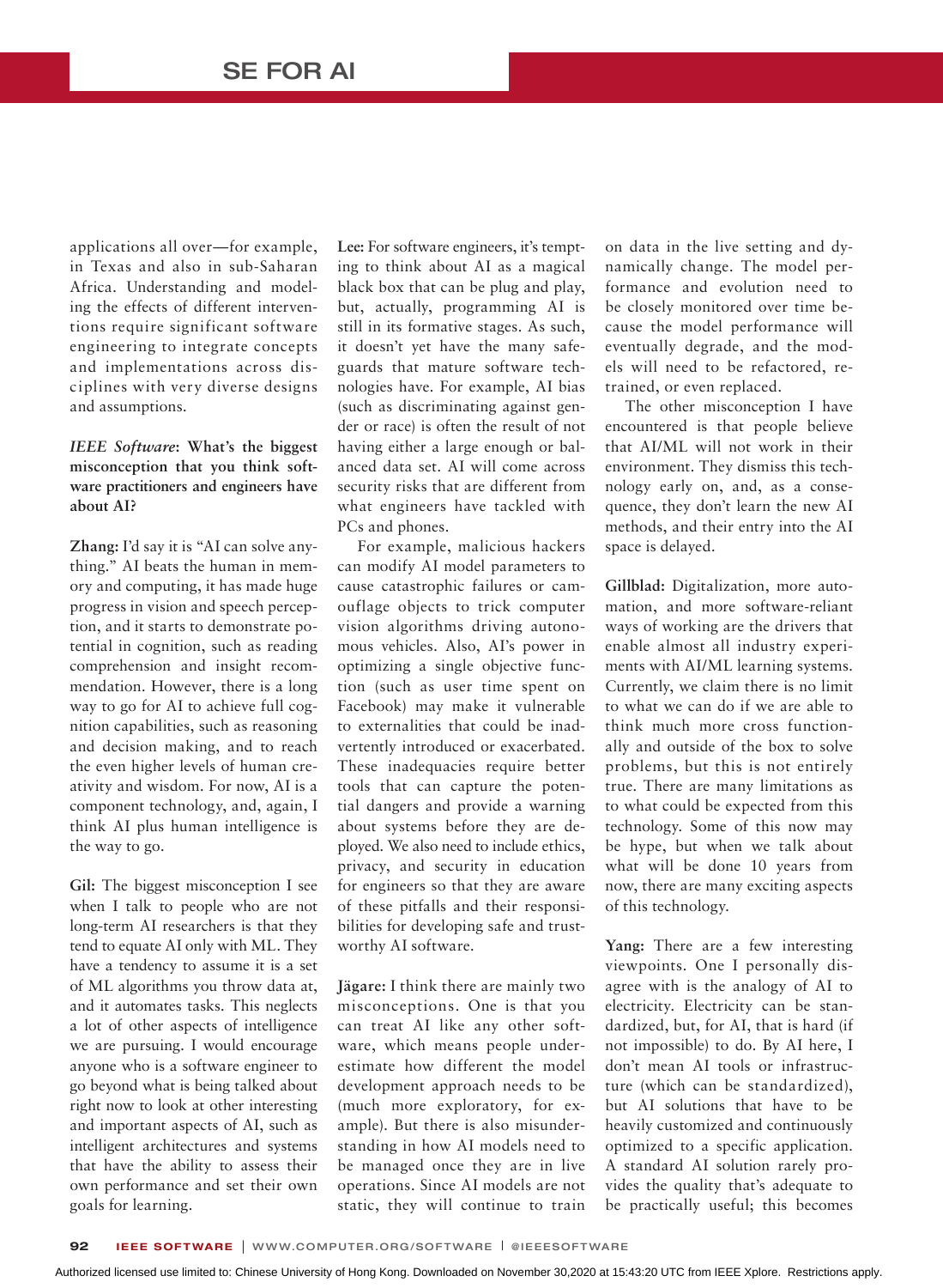applications all over—for example, in Texas and also in sub-Saharan Africa. Understanding and modeling the effects of different interventions require significant software engineering to integrate concepts and implementations across disciplines with very diverse designs and assumptions.

***IEEE Software*: What's the biggest misconception that you think software practitioners and engineers have about AI?**

**Zhang:** I'd say it is "AI can solve anything." AI beats the human in memory and computing, it has made huge progress in vision and speech perception, and it starts to demonstrate potential in cognition, such as reading comprehension and insight recommendation. However, there is a long way to go for AI to achieve full cognition capabilities, such as reasoning and decision making, and to reach the even higher levels of human creativity and wisdom. For now, AI is a component technology, and, again, I think AI plus human intelligence is the way to go.

**Gil:** The biggest misconception I see when I talk to people who are not long-term AI researchers is that they tend to equate AI only with ML. They have a tendency to assume it is a set of ML algorithms you throw data at, and it automates tasks. This neglects a lot of other aspects of intelligence we are pursuing. I would encourage anyone who is a software engineer to go beyond what is being talked about right now to look at other interesting and important aspects of AI, such as intelligent architectures and systems that have the ability to assess their own performance and set their own goals for learning.

**Lee:** For software engineers, it's tempting to think about AI as a magical black box that can be plug and play, but, actually, programming AI is still in its formative stages. As such, it doesn't yet have the many safeguards that mature software technologies have. For example, AI bias (such as discriminating against gender or race) is often the result of not having either a large enough or balanced data set. AI will come across security risks that are different from what engineers have tackled with PCs and phones.

For example, malicious hackers can modify AI model parameters to cause catastrophic failures or camouflage objects to trick computer vision algorithms driving autonomous vehicles. Also, AI's power in optimizing a single objective function (such as user time spent on Facebook) may make it vulnerable to externalities that could be inadvertently introduced or exacerbated. These inadequacies require better tools that can capture the potential dangers and provide a warning about systems before they are deployed. We also need to include ethics, privacy, and security in education for engineers so that they are aware of these pitfalls and their responsibilities for developing safe and trustworthy AI software.

**Jägare:** I think there are mainly two misconceptions. One is that you can treat AI like any other software, which means people underestimate how different the model development approach needs to be (much more exploratory, for example). But there is also misunderstanding in how AI models need to be managed once they are in live operations. Since AI models are not static, they will continue to train on data in the live setting and dynamically change. The model performance and evolution need to be closely monitored over time because the model performance will eventually degrade, and the models will need to be refactored, retrained, or even replaced.

The other misconception I have encountered is that people believe that AI/ML will not work in their environment. They dismiss this technology early on, and, as a consequence, they don't learn the new AI methods, and their entry into the AI space is delayed.

**Gillblad:** Digitalization, more automation, and more software-reliant ways of working are the drivers that enable almost all industry experiments with AI/ML learning systems. Currently, we claim there is no limit to what we can do if we are able to think much more cross functionally and outside of the box to solve problems, but this is not entirely true. There are many limitations as to what could be expected from this technology. Some of this now may be hype, but when we talk about what will be done 10 years from now, there are many exciting aspects of this technology.

**Yang:** There are a few interesting viewpoints. One I personally disagree with is the analogy of AI to electricity. Electricity can be standardized, but, for AI, that is hard (if not impossible) to do. By AI here, I don't mean AI tools or infrastructure (which can be standardized), but AI solutions that have to be heavily customized and continuously optimized to a specific application. A standard AI solution rarely provides the quality that's adequate to be practically useful; this becomes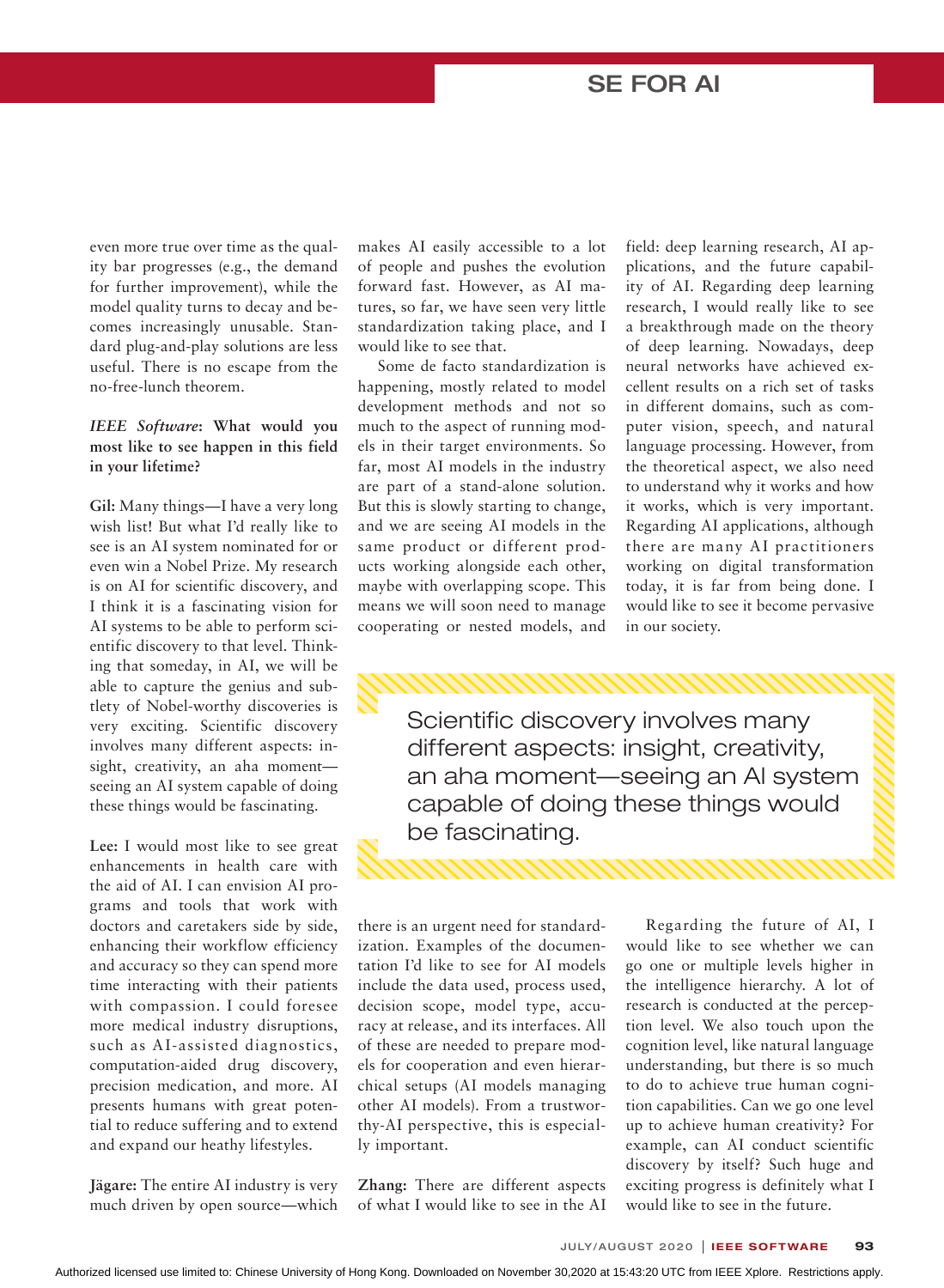even more true over time as the quality bar progresses (e.g., the demand for further improvement), while the model quality turns to decay and becomes increasingly unusable. Standard plug-and-play solutions are less useful. There is no escape from the no-free-lunch theorem.

***IEEE Software*: What would you most like to see happen in this field in your lifetime?**

**Gil:** Many things—I have a very long wish list! But what I'd really like to see is an AI system nominated for or even win a Nobel Prize. My research is on AI for scientific discovery, and I think it is a fascinating vision for AI systems to be able to perform scientific discovery to that level. Thinking that someday, in AI, we will be able to capture the genius and subtlety of Nobel-worthy discoveries is very exciting. Scientific discovery involves many different aspects: insight, creativity, an aha moment—seeing an AI system capable of doing these things would be fascinating.

**Lee:** I would most like to see great enhancements in health care with the aid of AI. I can envision AI programs and tools that work with doctors and caretakers side by side, enhancing their workflow efficiency and accuracy so they can spend more time interacting with their patients with compassion. I could foresee more medical industry disruptions, such as AI-assisted diagnostics, computation-aided drug discovery, precision medication, and more. AI presents humans with great potential to reduce suffering and to extend and expand our heathy lifestyles.

**Jägare:** The entire AI industry is very much driven by open source—which makes AI easily accessible to a lot of people and pushes the evolution forward fast. However, as AI matures, so far, we have seen very little standardization taking place, and I would like to see that.

Some de facto standardization is happening, mostly related to model development methods and not so much to the aspect of running models in their target environments. So far, most AI models in the industry are part of a stand-alone solution. But this is slowly starting to change, and we are seeing AI models in the same product or different products working alongside each other, maybe with overlapping scope. This means we will soon need to manage cooperating or nested models, and there is an urgent need for standardization. Examples of the documentation I'd like to see for AI models include the data used, process used, decision scope, model type, accuracy at release, and its interfaces. All of these are needed to prepare models for cooperation and even hierarchical setups (AI models managing other AI models). From a trustworthy-AI perspective, this is especially important.

**Zhang:** There are different aspects of what I would like to see in the AI field: deep learning research, AI applications, and the future capability of AI. Regarding deep learning research, I would really like to see a breakthrough made on the theory of deep learning. Nowadays, deep neural networks have achieved excellent results on a rich set of tasks in different domains, such as computer vision, speech, and natural language processing. However, from the theoretical aspect, we also need to understand why it works and how it works, which is very important. Regarding AI applications, although there are many AI practitioners working on digital transformation today, it is far from being done. I would like to see it become pervasive in our society.

> Scientific discovery involves many different aspects: insight, creativity, an aha moment—seeing an AI system capable of doing these things would be fascinating.

Regarding the future of AI, I would like to see whether we can go one or multiple levels higher in the intelligence hierarchy. A lot of research is conducted at the perception level. We also touch upon the cognition level, like natural language understanding, but there is so much to do to achieve true human cognition capabilities. Can we go one level up to achieve human creativity? For example, can AI conduct scientific discovery by itself? Such huge and exciting progress is definitely what I would like to see in the future.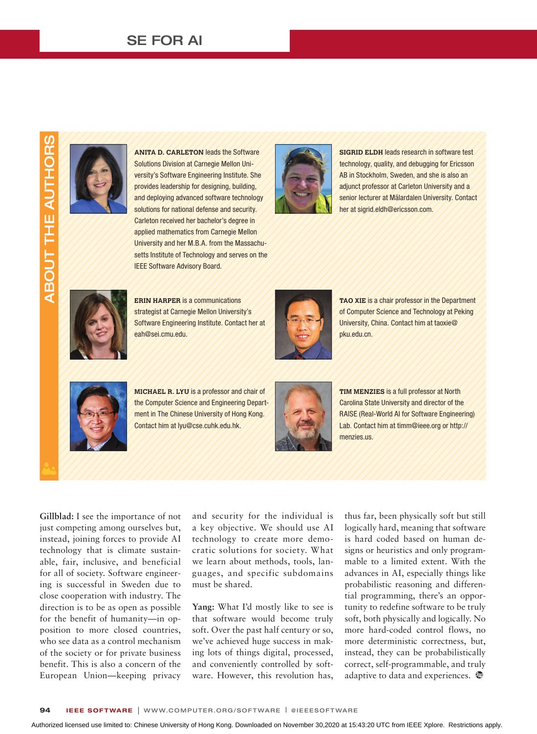## ABOUT THE AUTHORS

**ANITA D. CARLETON** leads the Software Solutions Division at Carnegie Mellon University's Software Engineering Institute. She provides leadership for designing, building, and deploying advanced software technology solutions for national defense and security. Carleton received her bachelor's degree in applied mathematics from Carnegie Mellon University and her M.B.A. from the Massachusetts Institute of Technology and serves on the IEEE Software Advisory Board.

**SIGRID ELDH** leads research in software test technology, quality, and debugging for Ericsson AB in Stockholm, Sweden, and she is also an adjunct professor at Carleton University and a senior lecturer at Mälardalen University. Contact her at sigrid.eldh@ericsson.com.

**ERIN HARPER** is a communications strategist at Carnegie Mellon University's Software Engineering Institute. Contact her at eah@sei.cmu.edu.

**TAO XIE** is a chair professor in the Department of Computer Science and Technology at Peking University, China. Contact him at taoxie@pku.edu.cn.

**MICHAEL R. LYU** is a professor and chair of the Computer Science and Engineering Department in The Chinese University of Hong Kong. Contact him at lyu@cse.cuhk.edu.hk.

**TIM MENZIES** is a full professor at North Carolina State University and director of the RAISE (Real-World AI for Software Engineering) Lab. Contact him at timm@ieee.org or http://menzies.us.

**Gillblad:** I see the importance of not just competing among ourselves but, instead, joining forces to provide AI technology that is climate sustainable, fair, inclusive, and beneficial for all of society. Software engineering is successful in Sweden due to close cooperation with industry. The direction is to be as open as possible for the benefit of humanity—in opposition to more closed countries, who see data as a control mechanism of the society or for private business benefit. This is also a concern of the European Union—keeping privacy and security for the individual is a key objective. We should use AI technology to create more democratic solutions for society. What we learn about methods, tools, languages, and specific subdomains must be shared.

**Yang:** What I'd mostly like to see is that software would become truly soft. Over the past half century or so, we've achieved huge success in making lots of things digital, processed, and conveniently controlled by software. However, this revolution has, thus far, been physically soft but still logically hard, meaning that software is hard coded based on human designs or heuristics and only programmable to a limited extent. With the advances in AI, especially things like probabilistic reasoning and differential programming, there's an opportunity to redefine software to be truly soft, both physically and logically. No more hard-coded control flows, no more deterministic correctness, but, instead, they can be probabilistically correct, self-programmable, and truly adaptive to data and experiences.